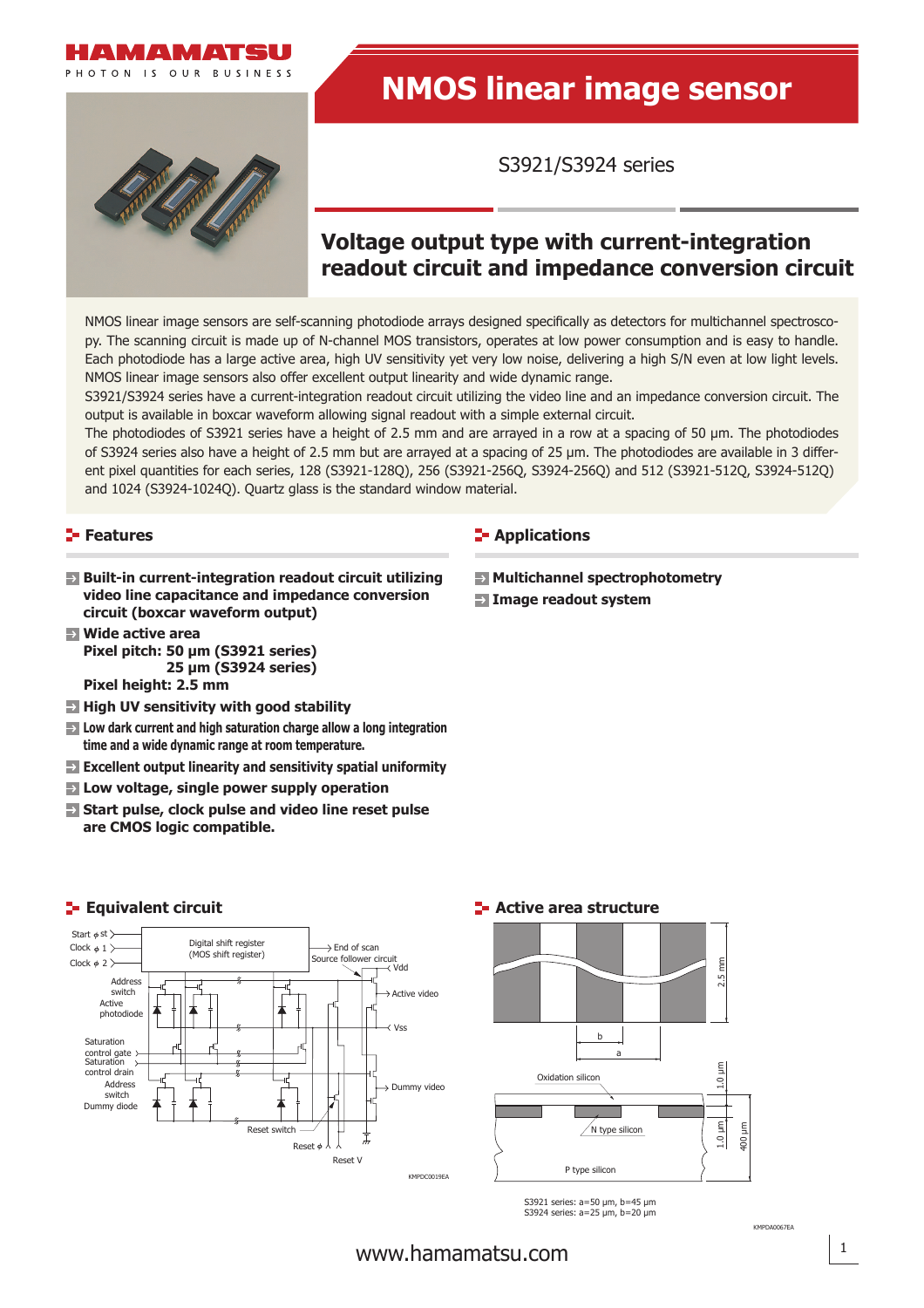# NMOS linear image sensor

S3921/S3924 series

## Voltage output type with current-integration readout circuit and impedance conversion circuit

NMOS linear image sensors are self-scanning photodiode arrays designed specifically as detectors for multichannel spectroscopy. The scanning circuit is made up of N-channel MOS transistors, operates at low power consumption and is easy to handle. Each photodiode has a large active area, high UV sensitivity yet very low noise, delivering a high S/N even at low light levels. NMOS linear image sensors also offer excellent output linearity and wide dynamic range.

S3921/S3924 series have a current-integration readout circuit utilizing the video line and an impedance conversion circuit. The output is available in boxcar waveform allowing signal readout with a simple external circuit.

The photodiodes of S3921 series have a height of 2.5 mm and are arrayed in a row at a spacing of 50 µm. The photodiodes of S3924 series also have a height of 2.5 mm but are arrayed at a spacing of 25 µm. The photodiodes are available in 3 different pixel quantities for each series, 128 (S3921-128Q), 256 (S3921-256Q, S3924-256Q) and 512 (S3921-512Q, S3924-512Q) and 1024 (S3924-1024Q). Quartz glass is the standard window material.

## Features

- **Built-in current-integration readout circuit utilizing video line capacitance and impedance conversion circuit (boxcar waveform output)**
- **Wide active area**
  **Pixel pitch: 50 µm (S3921 series)**
  **25 µm (S3924 series)**
  **Pixel height: 2.5 mm**
- **High UV sensitivity with good stability**
- **Low dark current and high saturation charge allow a long integration time and a wide dynamic range at room temperature.**
- **Excellent output linearity and sensitivity spatial uniformity**
- **Low voltage, single power supply operation**
- **Start pulse, clock pulse and video line reset pulse are CMOS logic compatible.**

## Applications

- **Multichannel spectrophotometry**
- **Image readout system**

## Equivalent circuit

Start φ st, Clock φ 1, Clock φ 2, Digital shift register (MOS shift register), End of scan, Source follower circuit, Vdd, Address switch, Active photodiode, Active video, Vss, Saturation control gate, Saturation control drain, Address switch, Dummy diode, Dummy video, Reset switch, Reset φ, Reset V

KMPDC0019EA

## Active area structure

2.5 mm, b, a, Oxidation silicon, N type silicon, P type silicon, 1.0 µm, 1.0 µm, 400 µm

S3921 series: a=50 µm, b=45 µm
S3924 series: a=25 µm, b=20 µm

KMPDA0067EA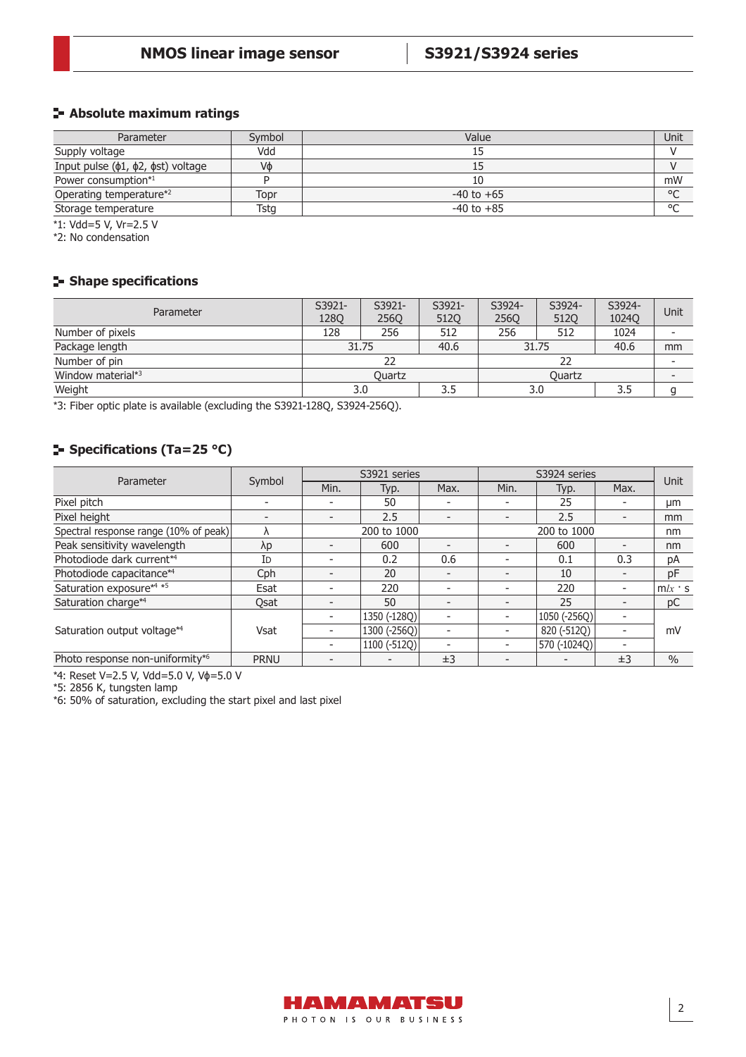## Absolute maximum ratings

| Parameter | Symbol | Value | Unit |
|---|---|---|---|
| Supply voltage | Vdd | 15 | V |
| Input pulse (ϕ1, ϕ2, ϕst) voltage | Vϕ | 15 | V |
| Power consumption*1 | P | 10 | mW |
| Operating temperature*2 | Topr | -40 to +65 | °C |
| Storage temperature | Tstg | -40 to +85 | °C |

*1: Vdd=5 V, Vr=2.5 V
*2: No condensation

## Shape specifications

| Parameter | S3921-128Q | S3921-256Q | S3921-512Q | S3924-256Q | S3924-512Q | S3924-1024Q | Unit |
|---|---|---|---|---|---|---|---|
| Number of pixels | 128 | 256 | 512 | 256 | 512 | 1024 | - |
| Package length | 31.75 | | 40.6 | 31.75 | | 40.6 | mm |
| Number of pin | 22 | | | 22 | | | - |
| Window material*3 | Quartz | | | Quartz | | | - |
| Weight | 3.0 | | 3.5 | 3.0 | | 3.5 | g |

*3: Fiber optic plate is available (excluding the S3921-128Q, S3924-256Q).

## Specifications (Ta=25 °C)

| Parameter | Symbol | S3921 series | | | S3924 series | | | Unit |
|---|---|---|---|---|---|---|---|---|
| | | Min. | Typ. | Max. | Min. | Typ. | Max. | |
| Pixel pitch | - | - | 50 | - | - | 25 | - | μm |
| Pixel height | - | - | 2.5 | - | - | 2.5 | - | mm |
| Spectral response range (10% of peak) | λ | 200 to 1000 | | | 200 to 1000 | | | nm |
| Peak sensitivity wavelength | λp | - | 600 | - | - | 600 | - | nm |
| Photodiode dark current*4 | ID | - | 0.2 | 0.6 | - | 0.1 | 0.3 | pA |
| Photodiode capacitance*4 | Cph | - | 20 | - | - | 10 | - | pF |
| Saturation exposure*4 *5 | Esat | - | 220 | - | - | 220 | - | m*lx* · s |
| Saturation charge*4 | Qsat | - | 50 | - | - | 25 | - | pC |
| Saturation output voltage*4 | Vsat | - | 1350 (-128Q) | - | - | 1050 (-256Q) | - | mV |
| | | - | 1300 (-256Q) | - | - | 820 (-512Q) | - | |
| | | - | 1100 (-512Q) | - | - | 570 (-1024Q) | - | |
| Photo response non-uniformity*6 | PRNU | - | - | ±3 | - | - | ±3 | % |

*4: Reset V=2.5 V, Vdd=5.0 V, Vϕ=5.0 V
*5: 2856 K, tungsten lamp
*6: 50% of saturation, excluding the start pixel and last pixel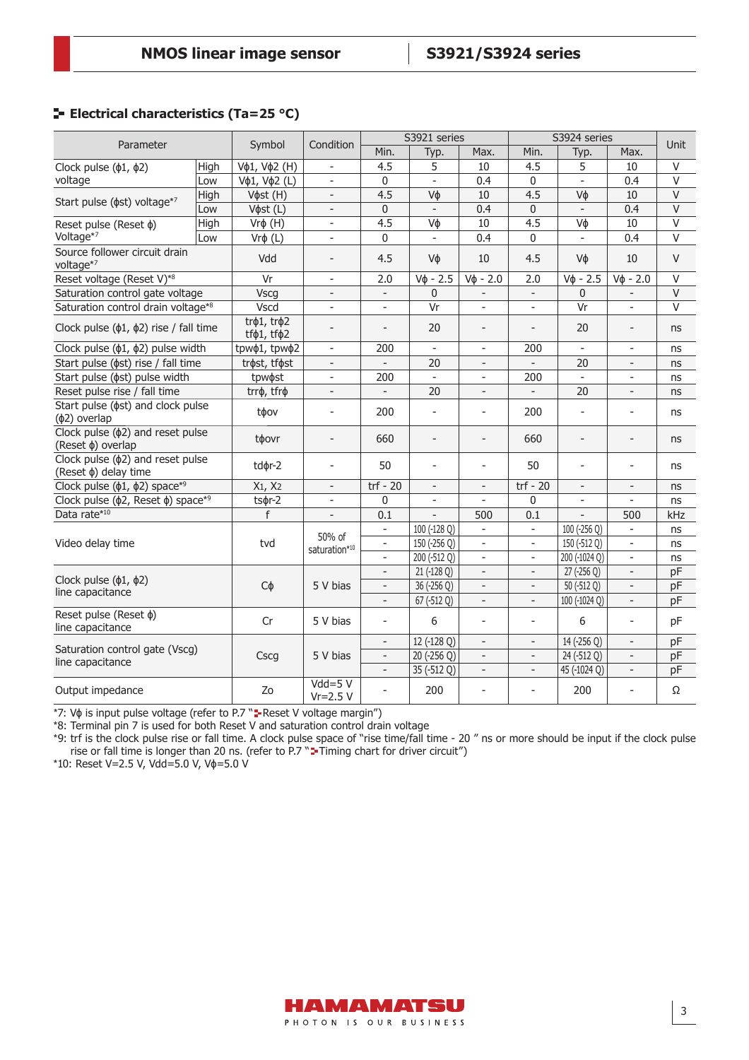## Electrical characteristics (Ta=25 °C)

| Parameter | | Symbol | Condition | S3921 series | | | S3924 series | | | Unit |
|---|---|---|---|---|---|---|---|---|---|---|
| | | | | Min. | Typ. | Max. | Min. | Typ. | Max. | |
| Clock pulse (ϕ1, ϕ2) voltage | High | Vϕ1, Vϕ2 (H) | - | 4.5 | 5 | 10 | 4.5 | 5 | 10 | V |
| | Low | Vϕ1, Vϕ2 (L) | - | 0 | - | 0.4 | 0 | - | 0.4 | V |
| Start pulse (ϕst) voltage*7 | High | Vϕst (H) | - | 4.5 | Vϕ | 10 | 4.5 | Vϕ | 10 | V |
| | Low | Vϕst (L) | - | 0 | - | 0.4 | 0 | - | 0.4 | V |
| Reset pulse (Reset ϕ) Voltage*7 | High | Vrϕ (H) | - | 4.5 | Vϕ | 10 | 4.5 | Vϕ | 10 | V |
| | Low | Vrϕ (L) | - | 0 | - | 0.4 | 0 | - | 0.4 | V |
| Source follower circuit drain voltage*7 | | Vdd | - | 4.5 | Vϕ | 10 | 4.5 | Vϕ | 10 | V |
| Reset voltage (Reset V)*8 | | Vr | - | 2.0 | Vϕ - 2.5 | Vϕ - 2.0 | 2.0 | Vϕ - 2.5 | Vϕ - 2.0 | V |
| Saturation control gate voltage | | Vscg | - | - | 0 | - | - | 0 | - | V |
| Saturation control drain voltage*8 | | Vscd | - | - | Vr | - | - | Vr | - | V |
| Clock pulse (ϕ1, ϕ2) rise / fall time | | trϕ1, trϕ2 tfϕ1, tfϕ2 | - | - | 20 | - | - | 20 | - | ns |
| Clock pulse (ϕ1, ϕ2) pulse width | | tpwϕ1, tpwϕ2 | - | 200 | - | - | 200 | - | - | ns |
| Start pulse (ϕst) rise / fall time | | trϕst, tfϕst | - | - | 20 | - | - | 20 | - | ns |
| Start pulse (ϕst) pulse width | | tpwϕst | - | 200 | - | - | 200 | - | - | ns |
| Reset pulse rise / fall time | | trrϕ, tfrϕ | - | - | 20 | - | - | 20 | - | ns |
| Start pulse (ϕst) and clock pulse (ϕ2) overlap | | tϕov | - | 200 | - | - | 200 | - | - | ns |
| Clock pulse (ϕ2) and reset pulse (Reset ϕ) overlap | | tϕovr | - | 660 | - | - | 660 | - | - | ns |
| Clock pulse (ϕ2) and reset pulse (Reset ϕ) delay time | | tdϕr-2 | - | 50 | - | - | 50 | - | - | ns |
| Clock pulse (ϕ1, ϕ2) space*9 | | X1, X2 | - | trf - 20 | - | - | trf - 20 | - | - | ns |
| Clock pulse (ϕ2, Reset ϕ) space*9 | | tsϕr-2 | - | 0 | - | - | 0 | - | - | ns |
| Data rate*10 | | f | - | 0.1 | - | 500 | 0.1 | - | 500 | kHz |
| Video delay time | | tvd | 50% of saturation*10 | - | 100 (-128 Q) | - | - | 100 (-256 Q) | - | ns |
| | | | | - | 150 (-256 Q) | - | - | 150 (-512 Q) | - | ns |
| | | | | - | 200 (-512 Q) | - | - | 200 (-1024 Q) | - | ns |
| Clock pulse (ϕ1, ϕ2) line capacitance | | Cϕ | 5 V bias | - | 21 (-128 Q) | - | - | 27 (-256 Q) | - | pF |
| | | | | - | 36 (-256 Q) | - | - | 50 (-512 Q) | - | pF |
| | | | | - | 67 (-512 Q) | - | - | 100 (-1024 Q) | - | pF |
| Reset pulse (Reset ϕ) line capacitance | | Cr | 5 V bias | - | 6 | - | - | 6 | - | pF |
| Saturation control gate (Vscg) line capacitance | | Cscg | 5 V bias | - | 12 (-128 Q) | - | - | 14 (-256 Q) | - | pF |
| | | | | - | 20 (-256 Q) | - | - | 24 (-512 Q) | - | pF |
| | | | | - | 35 (-512 Q) | - | - | 45 (-1024 Q) | - | pF |
| Output impedance | | Zo | Vdd=5 V Vr=2.5 V | - | 200 | - | - | 200 | - | Ω |

*7: Vϕ is input pulse voltage (refer to P.7 "Reset V voltage margin")

*8: Terminal pin 7 is used for both Reset V and saturation control drain voltage

*9: trf is the clock pulse rise or fall time. A clock pulse space of "rise time/fall time - 20 " ns or more should be input if the clock pulse rise or fall time is longer than 20 ns. (refer to P.7 "Timing chart for driver circuit")

*10: Reset V=2.5 V, Vdd=5.0 V, Vϕ=5.0 V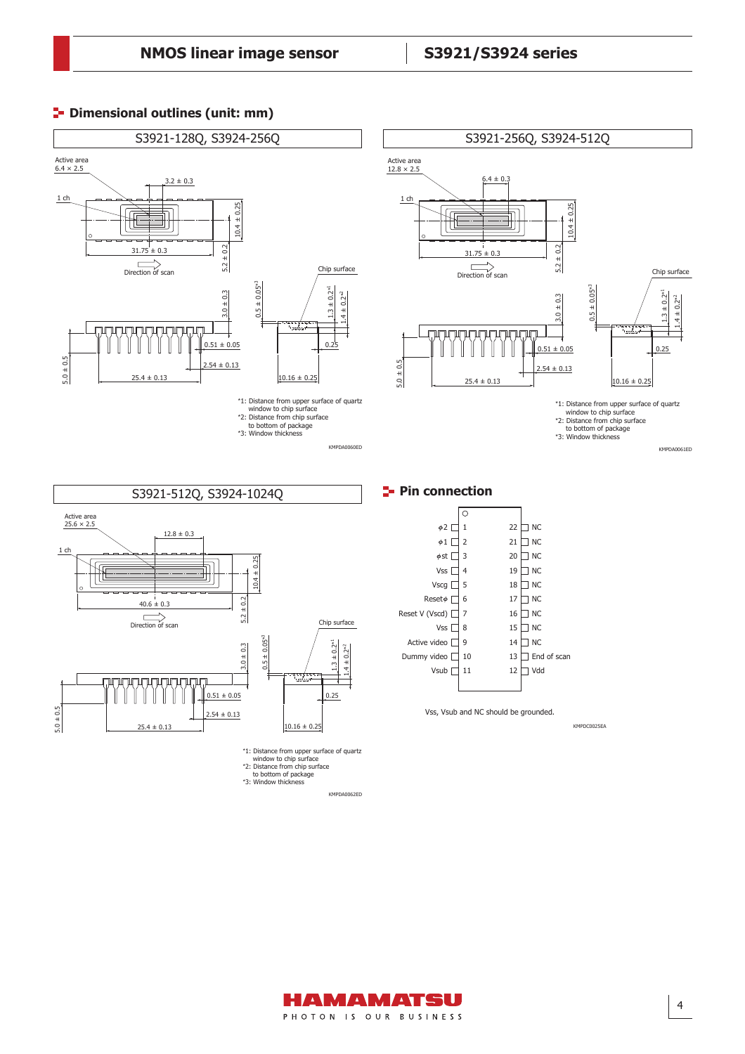## Dimensional outlines (unit: mm)

### S3921-128Q, S3924-256Q

Active area 6.4 × 2.5

1 ch

3.2 ± 0.3

10.4 ± 0.25

31.75 ± 0.3

5.2 ± 0.2

Direction of scan

Chip surface

3.0 ± 0.3

0.5 ± 0.05*3

1.3 ± 0.2*1

1.4 ± 0.2*2

0.51 ± 0.05

0.25

2.54 ± 0.13

5.0 ± 0.5

25.4 ± 0.13

10.16 ± 0.25

\*1: Distance from upper surface of quartz window to chip surface
\*2: Distance from chip surface to bottom of package
\*3: Window thickness

KMPDA0060ED

### S3921-256Q, S3924-512Q

Active area 12.8 × 2.5

1 ch

6.4 ± 0.3

10.4 ± 0.25

31.75 ± 0.3

5.2 ± 0.2

Direction of scan

Chip surface

3.0 ± 0.3

0.5 ± 0.05*3

1.3 ± 0.2*1

1.4 ± 0.2*2

0.51 ± 0.05

0.25

2.54 ± 0.13

5.0 ± 0.5

25.4 ± 0.13

10.16 ± 0.25

\*1: Distance from upper surface of quartz window to chip surface
\*2: Distance from chip surface to bottom of package
\*3: Window thickness

KMPDA0061ED

### S3921-512Q, S3924-1024Q

Active area 25.6 × 2.5

1 ch

12.8 ± 0.3

10.4 ± 0.25

40.6 ± 0.3

5.2 ± 0.2

Direction of scan

Chip surface

3.0 ± 0.3

0.5 ± 0.05*3

1.3 ± 0.2*1

1.4 ± 0.2*2

0.51 ± 0.05

0.25

2.54 ± 0.13

5.0 ± 0.5

25.4 ± 0.13

10.16 ± 0.25

\*1: Distance from upper surface of quartz window to chip surface
\*2: Distance from chip surface to bottom of package
\*3: Window thickness

KMPDA0062ED

## Pin connection

| Signal | Pin | Pin | Signal |
|---|---|---|---|
| ϕ2 | 1 | 22 | NC |
| ϕ1 | 2 | 21 | NC |
| ϕst | 3 | 20 | NC |
| Vss | 4 | 19 | NC |
| Vscg | 5 | 18 | NC |
| Resetϕ | 6 | 17 | NC |
| Reset V (Vscd) | 7 | 16 | NC |
| Vss | 8 | 15 | NC |
| Active video | 9 | 14 | NC |
| Dummy video | 10 | 13 | End of scan |
| Vsub | 11 | 12 | Vdd |

Vss, Vsub and NC should be grounded.

KMPDC0025EA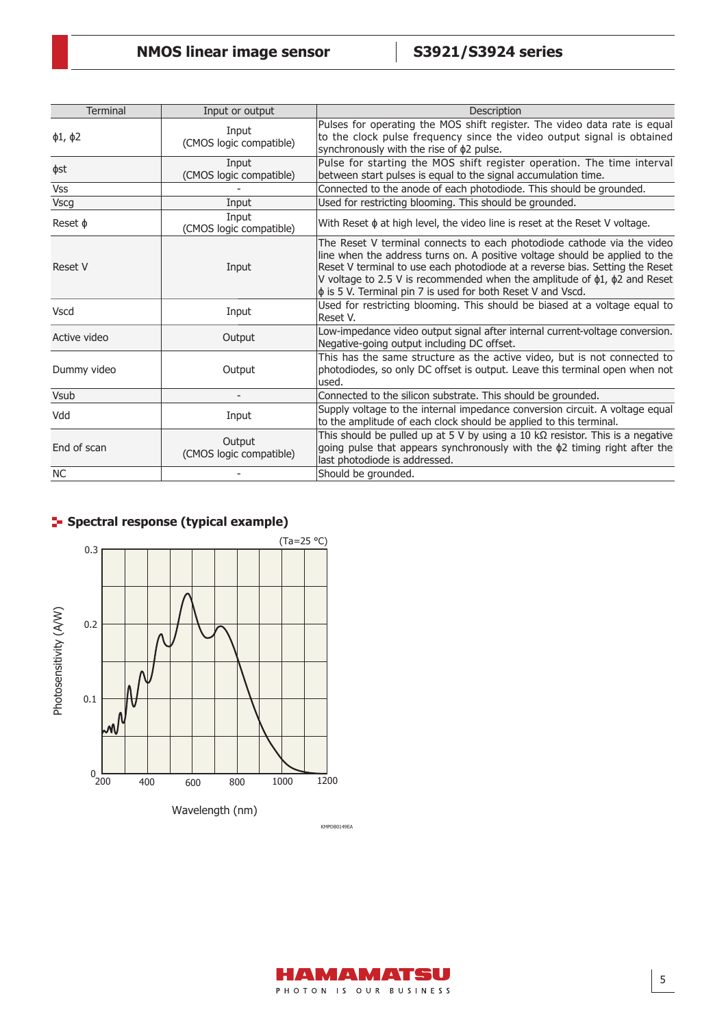| Terminal | Input or output | Description |
|---|---|---|
| ϕ1, ϕ2 | Input (CMOS logic compatible) | Pulses for operating the MOS shift register. The video data rate is equal to the clock pulse frequency since the video output signal is obtained synchronously with the rise of ϕ2 pulse. |
| ϕst | Input (CMOS logic compatible) | Pulse for starting the MOS shift register operation. The time interval between start pulses is equal to the signal accumulation time. |
| Vss | - | Connected to the anode of each photodiode. This should be grounded. |
| Vscg | Input | Used for restricting blooming. This should be grounded. |
| Reset ϕ | Input (CMOS logic compatible) | With Reset ϕ at high level, the video line is reset at the Reset V voltage. |
| Reset V | Input | The Reset V terminal connects to each photodiode cathode via the video line when the address turns on. A positive voltage should be applied to the Reset V terminal to use each photodiode at a reverse bias. Setting the Reset V voltage to 2.5 V is recommended when the amplitude of ϕ1, ϕ2 and Reset ϕ is 5 V. Terminal pin 7 is used for both Reset V and Vscd. |
| Vscd | Input | Used for restricting blooming. This should be biased at a voltage equal to Reset V. |
| Active video | Output | Low-impedance video output signal after internal current-voltage conversion. Negative-going output including DC offset. |
| Dummy video | Output | This has the same structure as the active video, but is not connected to photodiodes, so only DC offset is output. Leave this terminal open when not used. |
| Vsub | - | Connected to the silicon substrate. This should be grounded. |
| Vdd | Input | Supply voltage to the internal impedance conversion circuit. A voltage equal to the amplitude of each clock should be applied to this terminal. |
| End of scan | Output (CMOS logic compatible) | This should be pulled up at 5 V by using a 10 kΩ resistor. This is a negative going pulse that appears synchronously with the ϕ2 timing right after the last photodiode is addressed. |
| NC | - | Should be grounded. |

## Spectral response (typical example)

(Ta=25 °C)

Photosensitivity (A/W) vs. Wavelength (nm)

KMPDB0149EA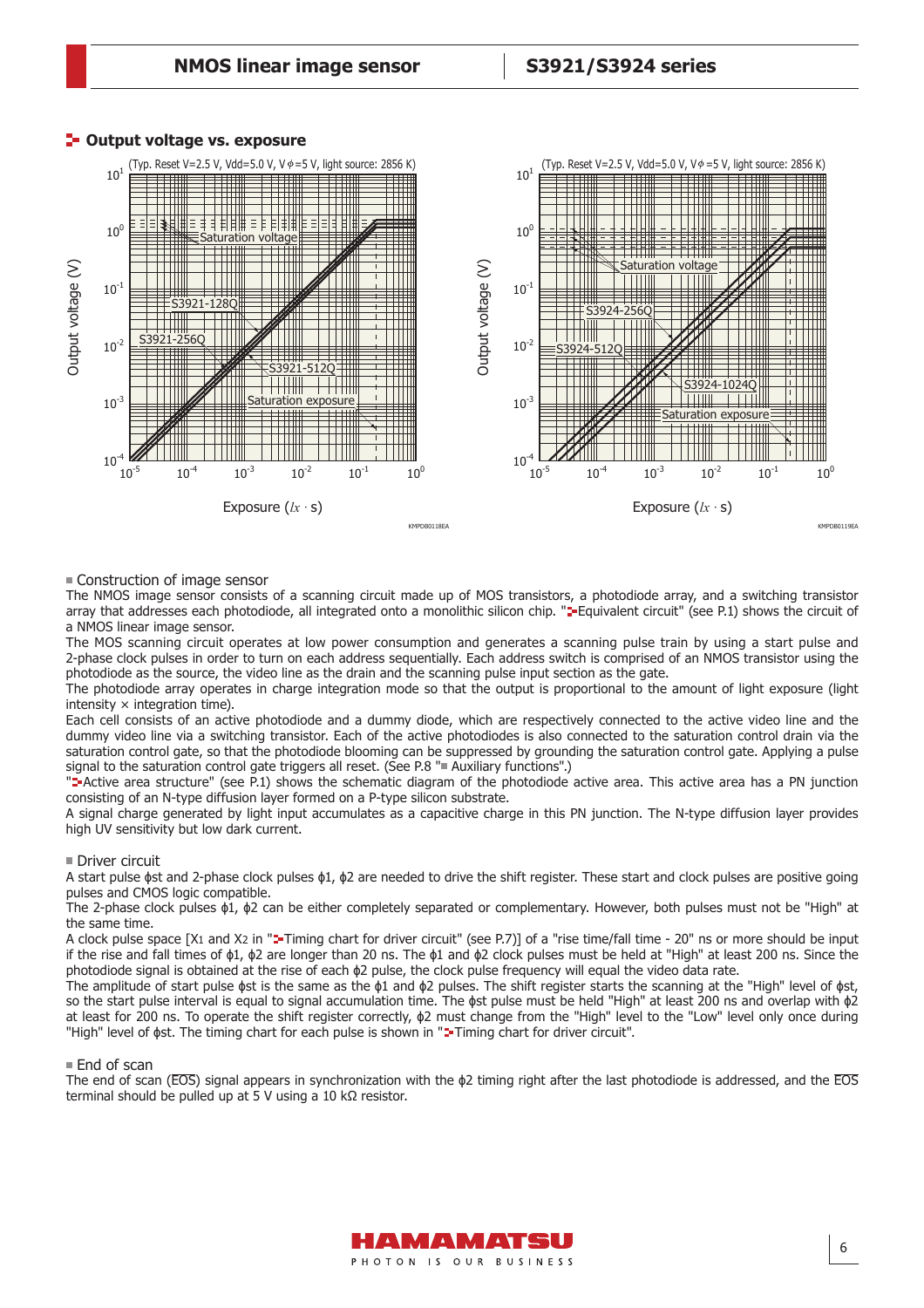## Output voltage vs. exposure

(Typ. Reset V=2.5 V, Vdd=5.0 V, Vϕ=5 V, light source: 2856 K)

KMPDB0118EA

(Typ. Reset V=2.5 V, Vdd=5.0 V, Vϕ=5 V, light source: 2856 K)

KMPDB0119EA

### Construction of image sensor

The NMOS image sensor consists of a scanning circuit made up of MOS transistors, a photodiode array, and a switching transistor array that addresses each photodiode, all integrated onto a monolithic silicon chip. "Equivalent circuit" (see P.1) shows the circuit of a NMOS linear image sensor.

The MOS scanning circuit operates at low power consumption and generates a scanning pulse train by using a start pulse and 2-phase clock pulses in order to turn on each address sequentially. Each address switch is comprised of an NMOS transistor using the photodiode as the source, the video line as the drain and the scanning pulse input section as the gate.

The photodiode array operates in charge integration mode so that the output is proportional to the amount of light exposure (light intensity × integration time).

Each cell consists of an active photodiode and a dummy diode, which are respectively connected to the active video line and the dummy video line via a switching transistor. Each of the active photodiodes is also connected to the saturation control drain via the saturation control gate, so that the photodiode blooming can be suppressed by grounding the saturation control gate. Applying a pulse signal to the saturation control gate triggers all reset. (See P.8 "Auxiliary functions".)

"Active area structure" (see P.1) shows the schematic diagram of the photodiode active area. This active area has a PN junction consisting of an N-type diffusion layer formed on a P-type silicon substrate.

A signal charge generated by light input accumulates as a capacitive charge in this PN junction. The N-type diffusion layer provides high UV sensitivity but low dark current.

### Driver circuit

A start pulse ϕst and 2-phase clock pulses ϕ1, ϕ2 are needed to drive the shift register. These start and clock pulses are positive going pulses and CMOS logic compatible.

The 2-phase clock pulses ϕ1, ϕ2 can be either completely separated or complementary. However, both pulses must not be "High" at the same time.

A clock pulse space [$X_1$ and $X_2$ in "Timing chart for driver circuit" (see P.7)] of a "rise time/fall time - 20" ns or more should be input if the rise and fall times of ϕ1, ϕ2 are longer than 20 ns. The ϕ1 and ϕ2 clock pulses must be held at "High" at least 200 ns. Since the photodiode signal is obtained at the rise of each ϕ2 pulse, the clock pulse frequency will equal the video data rate.

The amplitude of start pulse ϕst is the same as the ϕ1 and ϕ2 pulses. The shift register starts the scanning at the "High" level of ϕst, so the start pulse interval is equal to signal accumulation time. The ϕst pulse must be held "High" at least 200 ns and overlap with ϕ2 at least for 200 ns. To operate the shift register correctly, ϕ2 must change from the "High" level to the "Low" level only once during "High" level of ϕst. The timing chart for each pulse is shown in "Timing chart for driver circuit".

### End of scan

The end of scan ($\overline{EOS}$) signal appears in synchronization with the ϕ2 timing right after the last photodiode is addressed, and the $\overline{EOS}$ terminal should be pulled up at 5 V using a 10 kΩ resistor.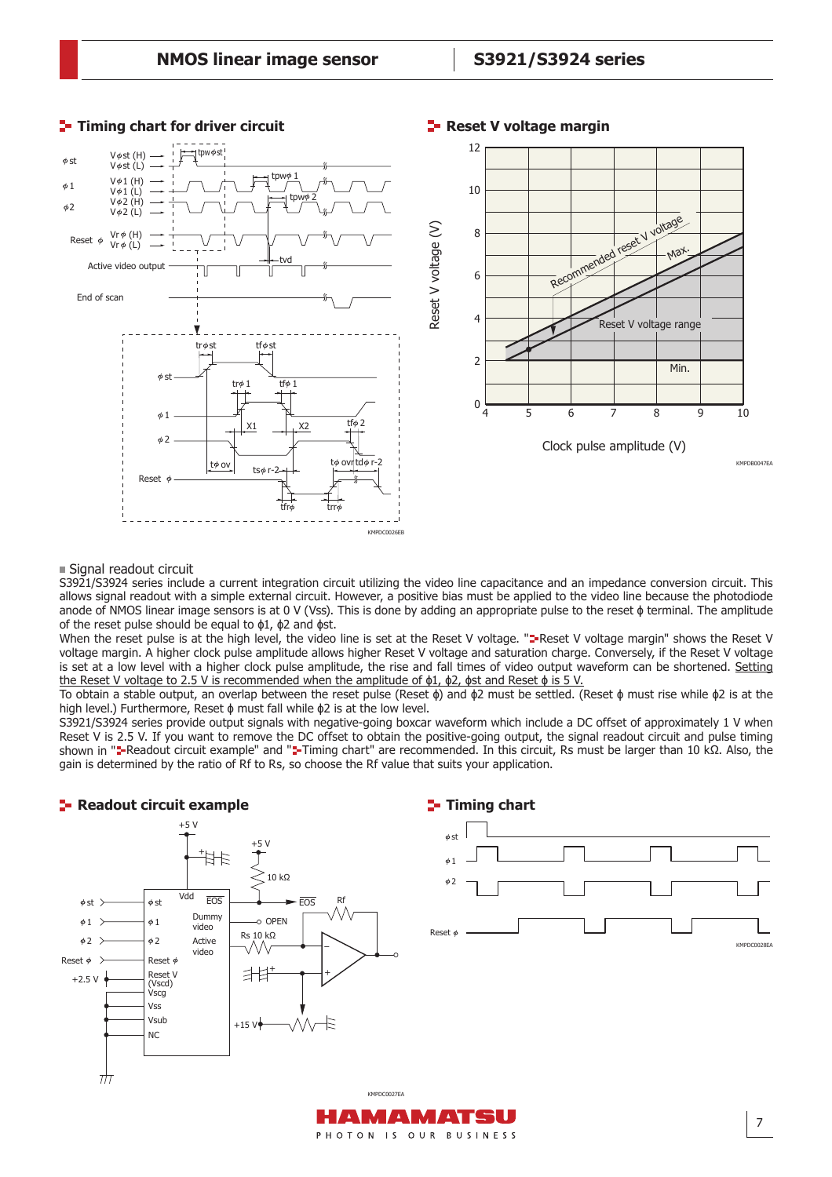## Timing chart for driver circuit

KMPDC0026EB

## Reset V voltage margin

KMPDB0047EA

■ Signal readout circuit

S3921/S3924 series include a current integration circuit utilizing the video line capacitance and an impedance conversion circuit. This allows signal readout with a simple external circuit. However, a positive bias must be applied to the video line because the photodiode anode of NMOS linear image sensors is at 0 V (Vss). This is done by adding an appropriate pulse to the reset ϕ terminal. The amplitude of the reset pulse should be equal to ϕ1, ϕ2 and ϕst.

When the reset pulse is at the high level, the video line is set at the Reset V voltage. "Reset V voltage margin" shows the Reset V voltage margin. A higher clock pulse amplitude allows higher Reset V voltage and saturation charge. Conversely, if the Reset V voltage is set at a low level with a higher clock pulse amplitude, the rise and fall times of video output waveform can be shortened. Setting the Reset V voltage to 2.5 V is recommended when the amplitude of ϕ1, ϕ2, ϕst and Reset ϕ is 5 V.

To obtain a stable output, an overlap between the reset pulse (Reset ϕ) and ϕ2 must be settled. (Reset ϕ must rise while ϕ2 is at the high level.) Furthermore, Reset ϕ must fall while ϕ2 is at the low level.

S3921/S3924 series provide output signals with negative-going boxcar waveform which include a DC offset of approximately 1 V when Reset V is 2.5 V. If you want to remove the DC offset to obtain the positive-going output, the signal readout circuit and pulse timing shown in "Readout circuit example" and "Timing chart" are recommended. In this circuit, Rs must be larger than 10 kΩ. Also, the gain is determined by the ratio of Rf to Rs, so choose the Rf value that suits your application.

## Readout circuit example

KMPDC0027EA

## Timing chart

KMPDC0028EA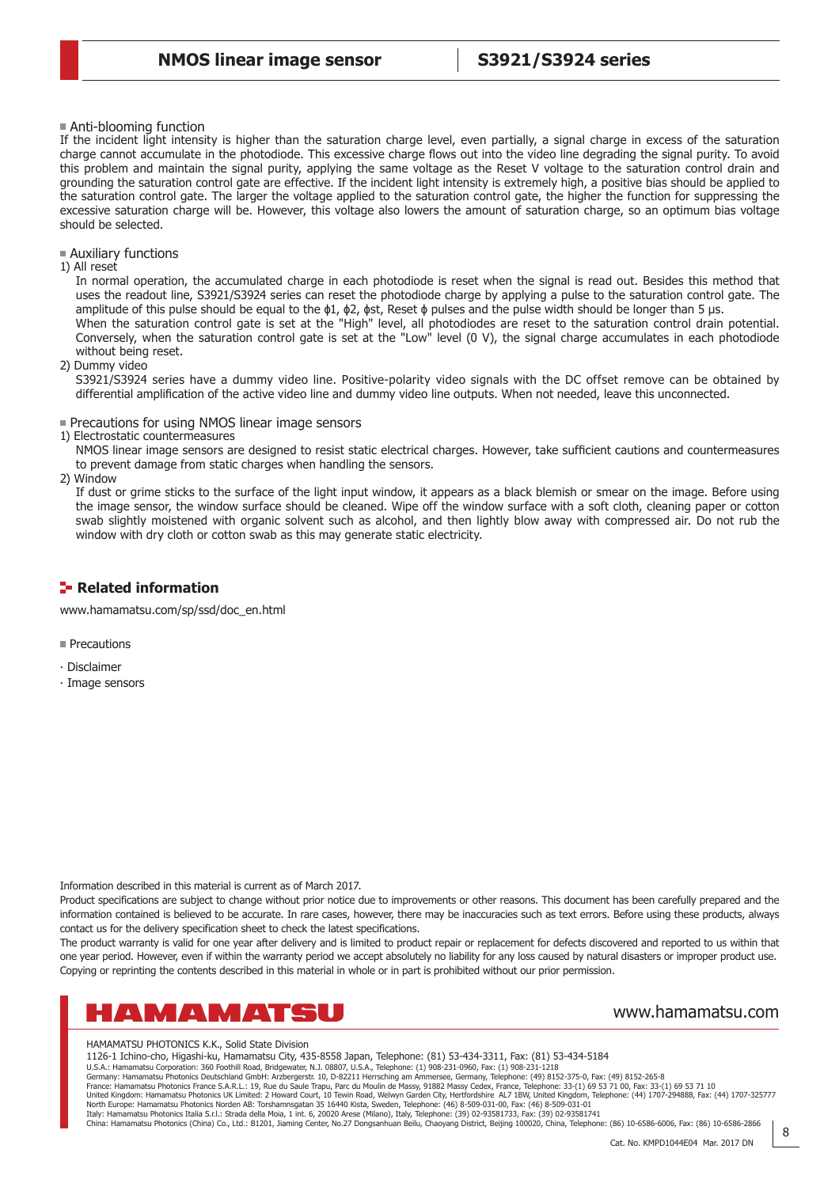## Anti-blooming function

If the incident light intensity is higher than the saturation charge level, even partially, a signal charge in excess of the saturation charge cannot accumulate in the photodiode. This excessive charge flows out into the video line degrading the signal purity. To avoid this problem and maintain the signal purity, applying the same voltage as the Reset V voltage to the saturation control drain and grounding the saturation control gate are effective. If the incident light intensity is extremely high, a positive bias should be applied to the saturation control gate. The larger the voltage applied to the saturation control gate, the higher the function for suppressing the excessive saturation charge will be. However, this voltage also lowers the amount of saturation charge, so an optimum bias voltage should be selected.

## Auxiliary functions

1) All reset

In normal operation, the accumulated charge in each photodiode is reset when the signal is read out. Besides this method that uses the readout line, S3921/S3924 series can reset the photodiode charge by applying a pulse to the saturation control gate. The amplitude of this pulse should be equal to the $\phi 1$, $\phi 2$, $\phi st$, Reset $\phi$ pulses and the pulse width should be longer than 5 µs.

When the saturation control gate is set at the "High" level, all photodiodes are reset to the saturation control drain potential. Conversely, when the saturation control gate is set at the "Low" level (0 V), the signal charge accumulates in each photodiode without being reset.

2) Dummy video

S3921/S3924 series have a dummy video line. Positive-polarity video signals with the DC offset remove can be obtained by differential amplification of the active video line and dummy video line outputs. When not needed, leave this unconnected.

## Precautions for using NMOS linear image sensors

1) Electrostatic countermeasures

NMOS linear image sensors are designed to resist static electrical charges. However, take sufficient cautions and countermeasures to prevent damage from static charges when handling the sensors.

2) Window

If dust or grime sticks to the surface of the light input window, it appears as a black blemish or smear on the image. Before using the image sensor, the window surface should be cleaned. Wipe off the window surface with a soft cloth, cleaning paper or cotton swab slightly moistened with organic solvent such as alcohol, and then lightly blow away with compressed air. Do not rub the window with dry cloth or cotton swab as this may generate static electricity.

## Related information

www.hamamatsu.com/sp/ssd/doc_en.html

### Precautions

- Disclaimer
- Image sensors

Information described in this material is current as of March 2017.

Product specifications are subject to change without prior notice due to improvements or other reasons. This document has been carefully prepared and the information contained is believed to be accurate. In rare cases, however, there may be inaccuracies such as text errors. Before using these products, always contact us for the delivery specification sheet to check the latest specifications.

The product warranty is valid for one year after delivery and is limited to product repair or replacement for defects discovered and reported to us within that one year period. However, even if within the warranty period we accept absolutely no liability for any loss caused by natural disasters or improper product use. Copying or reprinting the contents described in this material in whole or in part is prohibited without our prior permission.

HAMAMATSU

www.hamamatsu.com

HAMAMATSU PHOTONICS K.K., Solid State Division

1126-1 Ichino-cho, Higashi-ku, Hamamatsu City, 435-8558 Japan, Telephone: (81) 53-434-3311, Fax: (81) 53-434-5184

U.S.A.: Hamamatsu Corporation: 360 Foothill Road, Bridgewater, N.J. 08807, U.S.A., Telephone: (1) 908-231-0960, Fax: (1) 908-231-1218

Germany: Hamamatsu Photonics Deutschland GmbH: Arzbergerstr. 10, D-82211 Herrsching am Ammersee, Germany, Telephone: (49) 8152-375-0, Fax: (49) 8152-265-8

France: Hamamatsu Photonics France S.A.R.L.: 19, Rue du Saule Trapu, Parc du Moulin de Massy, 91882 Massy Cedex, France, Telephone: 33-(1) 69 53 71 00, Fax: 33-(1) 69 53 71 10

United Kingdom: Hamamatsu Photonics UK Limited: 2 Howard Court, 10 Tewin Road, Welwyn Garden City, Hertfordshire AL7 1BW, United Kingdom, Telephone: (44) 1707-294888, Fax: (44) 1707-325777

North Europe: Hamamatsu Photonics Norden AB: Torshamnsgatan 35 16440 Kista, Sweden, Telephone: (46) 8-509-031-00, Fax: (46) 8-509-031-01

Italy: Hamamatsu Photonics Italia S.r.l.: Strada della Moia, 1 int. 6, 20020 Arese (Milano), Italy, Telephone: (39) 02-93581733, Fax: (39) 02-93581741

China: Hamamatsu Photonics (China) Co., Ltd.: B1201, Jiaming Center, No.27 Dongsanhuan Beilu, Chaoyang District, Beijing 100020, China, Telephone: (86) 10-6586-6006, Fax: (86) 10-6586-2866

Cat. No. KMPD1044E04 Mar. 2017 DN